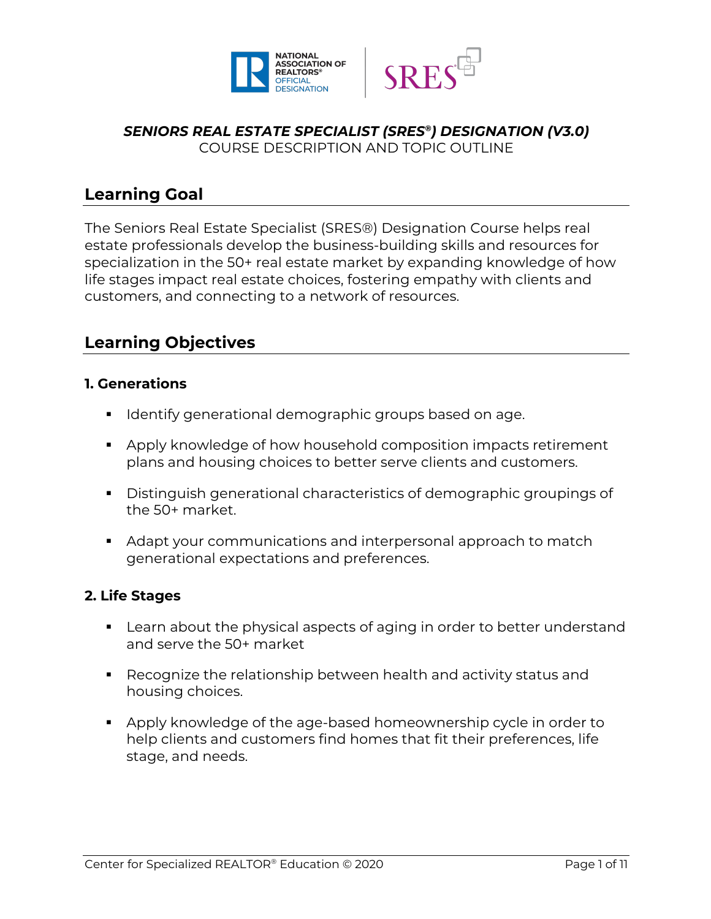***SENIORS REAL ESTATE SPECIALIST (SRES®) DESIGNATION (V3.0)***

COURSE DESCRIPTION AND TOPIC OUTLINE

## Learning Goal

The Seniors Real Estate Specialist (SRES®) Designation Course helps real estate professionals develop the business-building skills and resources for specialization in the 50+ real estate market by expanding knowledge of how life stages impact real estate choices, fostering empathy with clients and customers, and connecting to a network of resources.

## Learning Objectives

### 1. Generations

- Identify generational demographic groups based on age.
- Apply knowledge of how household composition impacts retirement plans and housing choices to better serve clients and customers.
- Distinguish generational characteristics of demographic groupings of the 50+ market.
- Adapt your communications and interpersonal approach to match generational expectations and preferences.

### 2. Life Stages

- Learn about the physical aspects of aging in order to better understand and serve the 50+ market
- Recognize the relationship between health and activity status and housing choices.
- Apply knowledge of the age-based homeownership cycle in order to help clients and customers find homes that fit their preferences, life stage, and needs.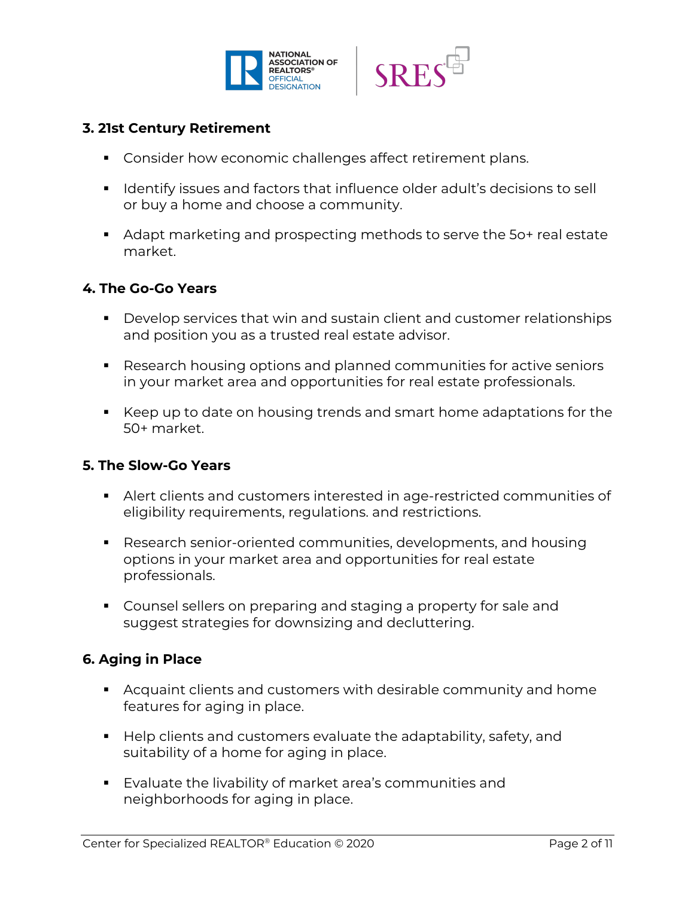### 3. 21st Century Retirement

- Consider how economic challenges affect retirement plans.
- Identify issues and factors that influence older adult's decisions to sell or buy a home and choose a community.
- Adapt marketing and prospecting methods to serve the 5o+ real estate market.

### 4. The Go-Go Years

- Develop services that win and sustain client and customer relationships and position you as a trusted real estate advisor.
- Research housing options and planned communities for active seniors in your market area and opportunities for real estate professionals.
- Keep up to date on housing trends and smart home adaptations for the 50+ market.

### 5. The Slow-Go Years

- Alert clients and customers interested in age-restricted communities of eligibility requirements, regulations. and restrictions.
- Research senior-oriented communities, developments, and housing options in your market area and opportunities for real estate professionals.
- Counsel sellers on preparing and staging a property for sale and suggest strategies for downsizing and decluttering.

### 6. Aging in Place

- Acquaint clients and customers with desirable community and home features for aging in place.
- Help clients and customers evaluate the adaptability, safety, and suitability of a home for aging in place.
- Evaluate the livability of market area's communities and neighborhoods for aging in place.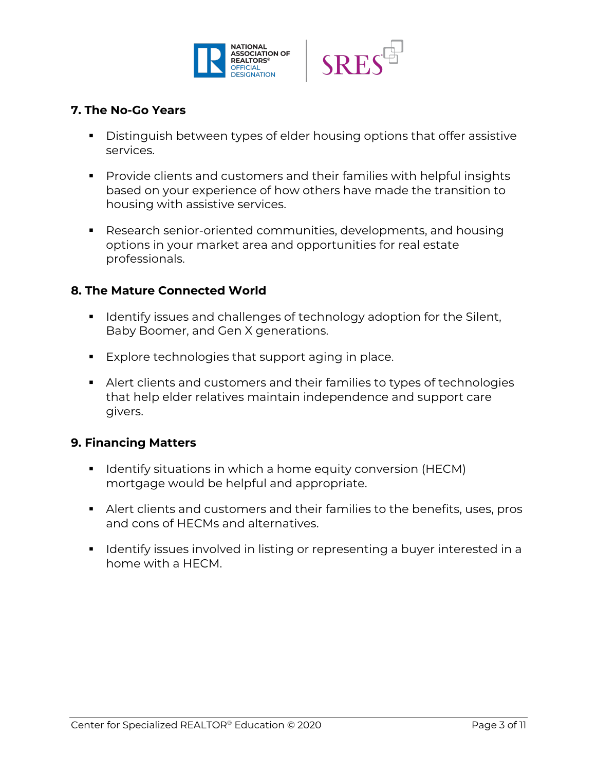### 7. The No-Go Years

- Distinguish between types of elder housing options that offer assistive services.
- Provide clients and customers and their families with helpful insights based on your experience of how others have made the transition to housing with assistive services.
- Research senior-oriented communities, developments, and housing options in your market area and opportunities for real estate professionals.

### 8. The Mature Connected World

- Identify issues and challenges of technology adoption for the Silent, Baby Boomer, and Gen X generations.
- Explore technologies that support aging in place.
- Alert clients and customers and their families to types of technologies that help elder relatives maintain independence and support care givers.

### 9. Financing Matters

- Identify situations in which a home equity conversion (HECM) mortgage would be helpful and appropriate.
- Alert clients and customers and their families to the benefits, uses, pros and cons of HECMs and alternatives.
- Identify issues involved in listing or representing a buyer interested in a home with a HECM.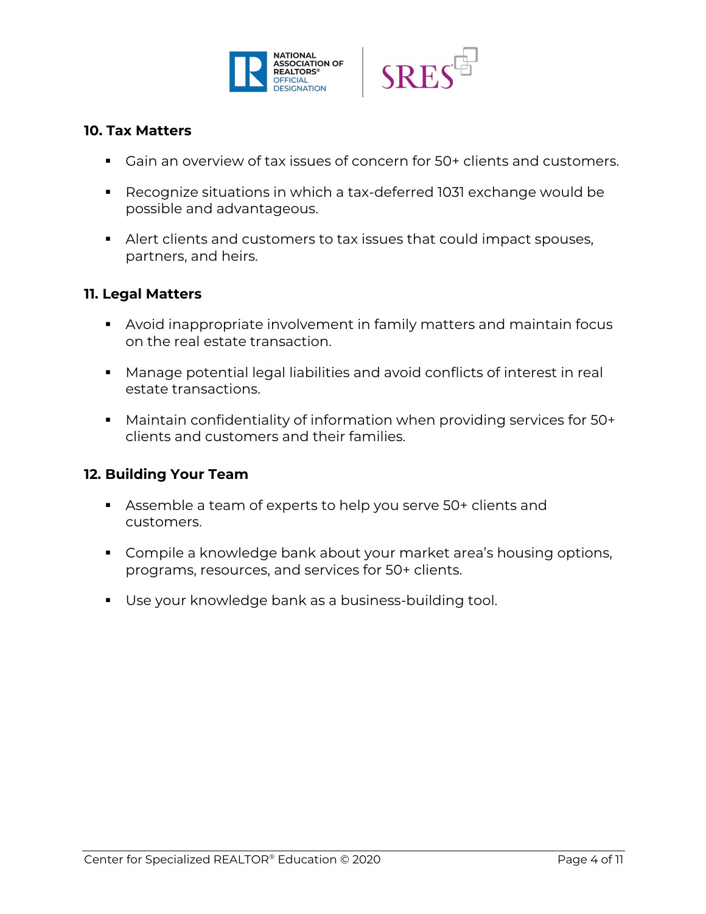### 10. Tax Matters

- Gain an overview of tax issues of concern for 50+ clients and customers.
- Recognize situations in which a tax-deferred 1031 exchange would be possible and advantageous.
- Alert clients and customers to tax issues that could impact spouses, partners, and heirs.

### 11. Legal Matters

- Avoid inappropriate involvement in family matters and maintain focus on the real estate transaction.
- Manage potential legal liabilities and avoid conflicts of interest in real estate transactions.
- Maintain confidentiality of information when providing services for 50+ clients and customers and their families.

### 12. Building Your Team

- Assemble a team of experts to help you serve 50+ clients and customers.
- Compile a knowledge bank about your market area's housing options, programs, resources, and services for 50+ clients.
- Use your knowledge bank as a business-building tool.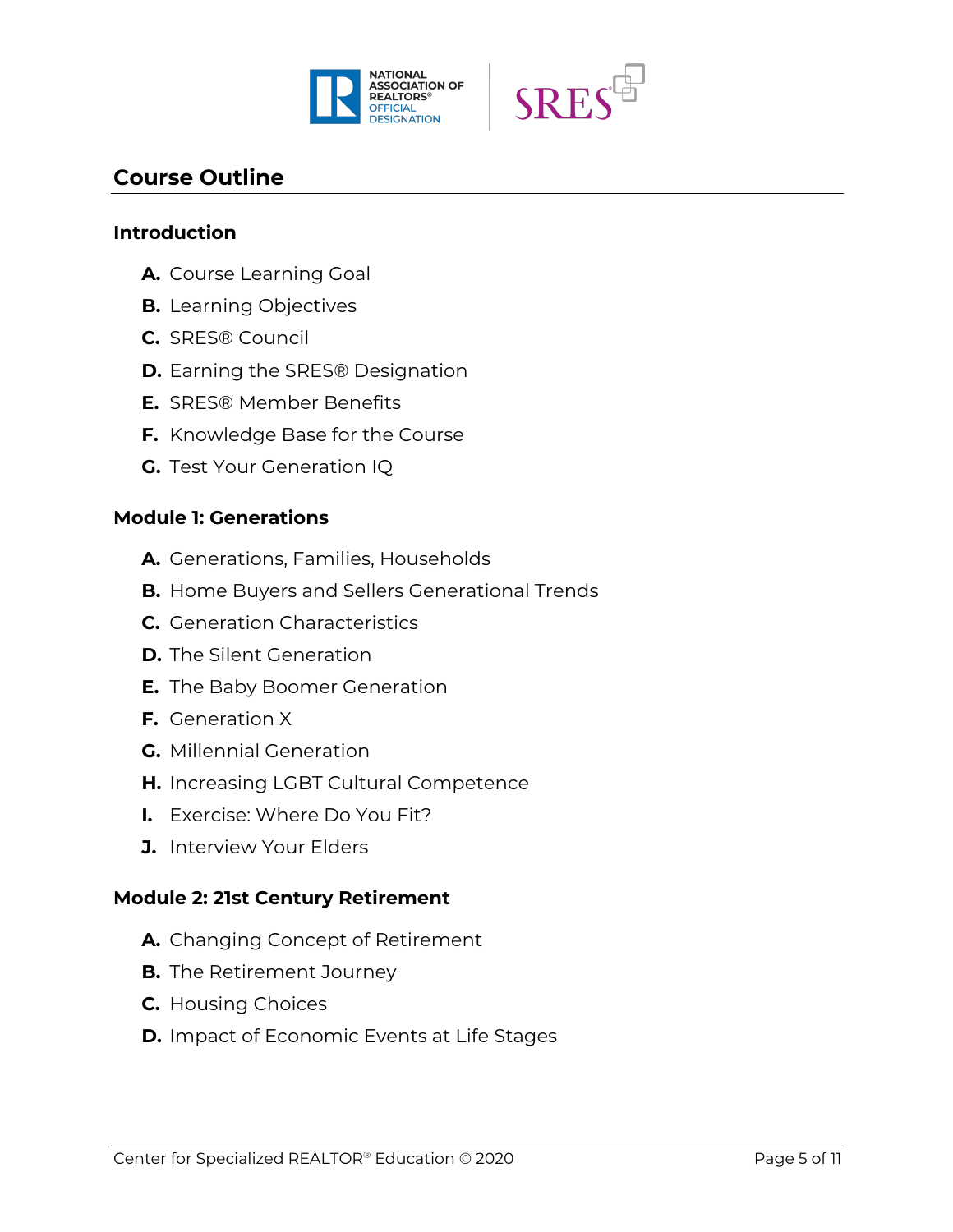# Course Outline

## Introduction

- **A.** Course Learning Goal
- **B.** Learning Objectives
- **C.** SRES® Council
- **D.** Earning the SRES® Designation
- **E.** SRES® Member Benefits
- **F.** Knowledge Base for the Course
- **G.** Test Your Generation IQ

## Module 1: Generations

- **A.** Generations, Families, Households
- **B.** Home Buyers and Sellers Generational Trends
- **C.** Generation Characteristics
- **D.** The Silent Generation
- **E.** The Baby Boomer Generation
- **F.** Generation X
- **G.** Millennial Generation
- **H.** Increasing LGBT Cultural Competence
- **I.** Exercise: Where Do You Fit?
- **J.** Interview Your Elders

## Module 2: 21st Century Retirement

- **A.** Changing Concept of Retirement
- **B.** The Retirement Journey
- **C.** Housing Choices
- **D.** Impact of Economic Events at Life Stages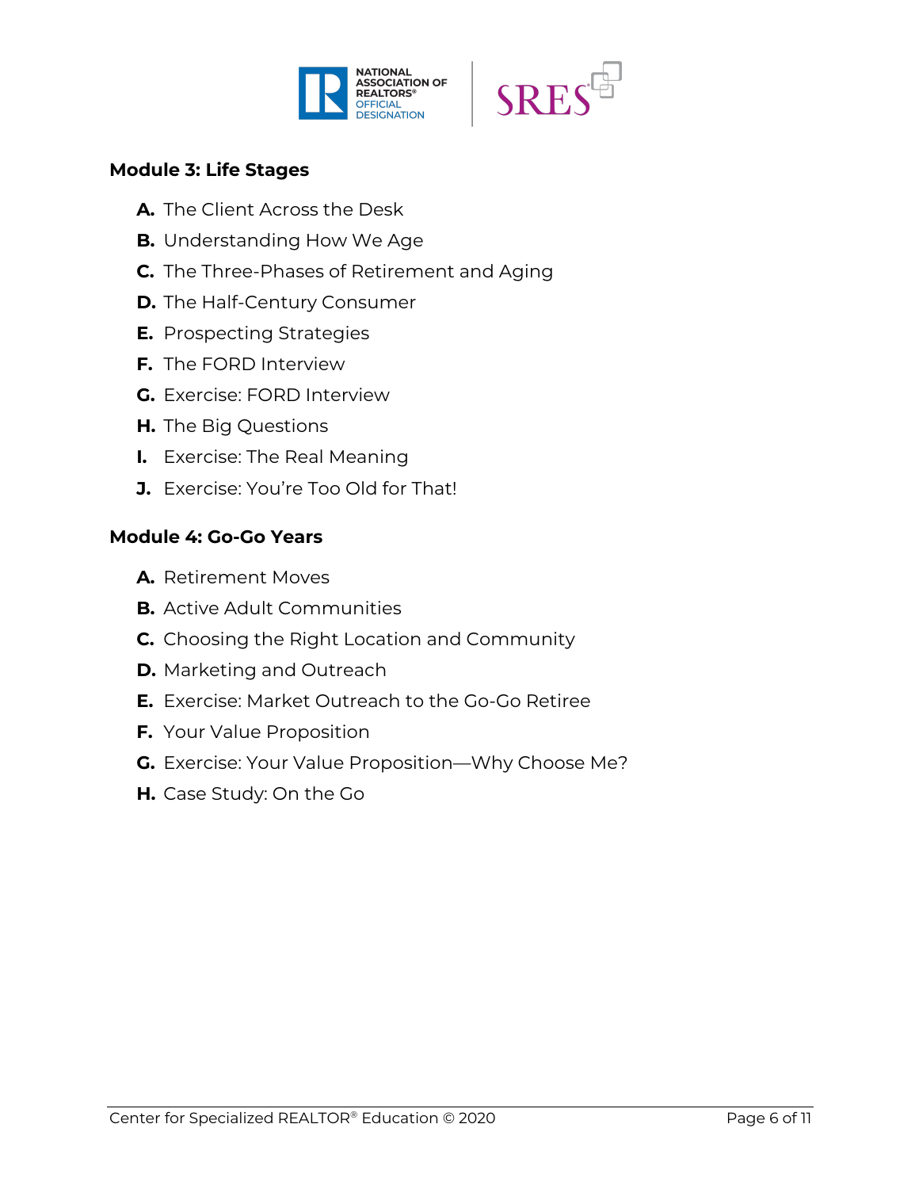## Module 3: Life Stages

A. The Client Across the Desk
B. Understanding How We Age
C. The Three-Phases of Retirement and Aging
D. The Half-Century Consumer
E. Prospecting Strategies
F. The FORD Interview
G. Exercise: FORD Interview
H. The Big Questions
I. Exercise: The Real Meaning
J. Exercise: You're Too Old for That!

## Module 4: Go-Go Years

A. Retirement Moves
B. Active Adult Communities
C. Choosing the Right Location and Community
D. Marketing and Outreach
E. Exercise: Market Outreach to the Go-Go Retiree
F. Your Value Proposition
G. Exercise: Your Value Proposition—Why Choose Me?
H. Case Study: On the Go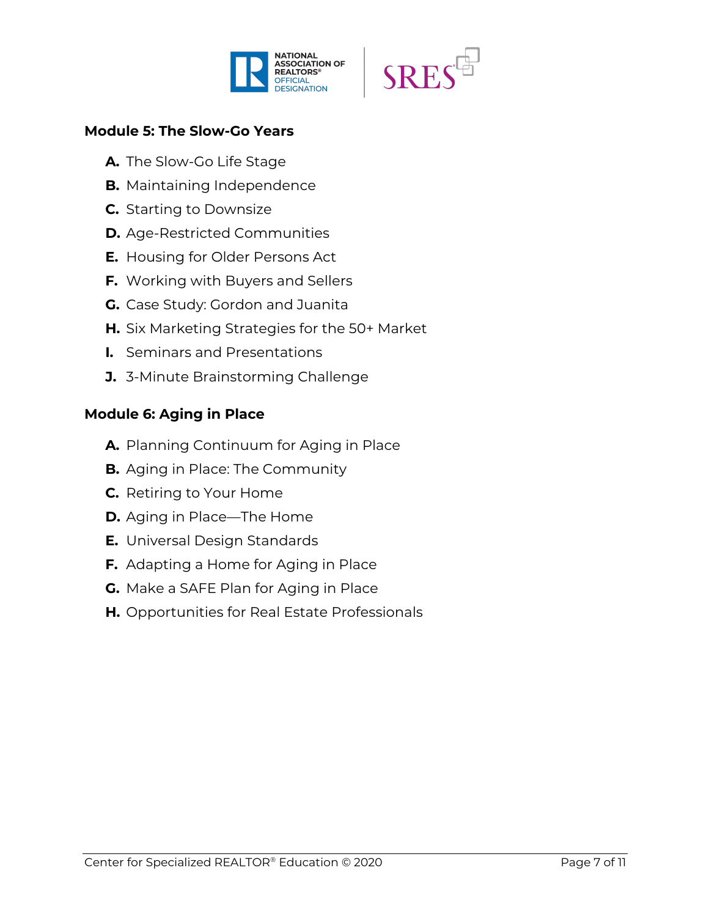## Module 5: The Slow-Go Years

A. The Slow-Go Life Stage
B. Maintaining Independence
C. Starting to Downsize
D. Age-Restricted Communities
E. Housing for Older Persons Act
F. Working with Buyers and Sellers
G. Case Study: Gordon and Juanita
H. Six Marketing Strategies for the 50+ Market
I. Seminars and Presentations
J. 3-Minute Brainstorming Challenge

## Module 6: Aging in Place

A. Planning Continuum for Aging in Place
B. Aging in Place: The Community
C. Retiring to Your Home
D. Aging in Place—The Home
E. Universal Design Standards
F. Adapting a Home for Aging in Place
G. Make a SAFE Plan for Aging in Place
H. Opportunities for Real Estate Professionals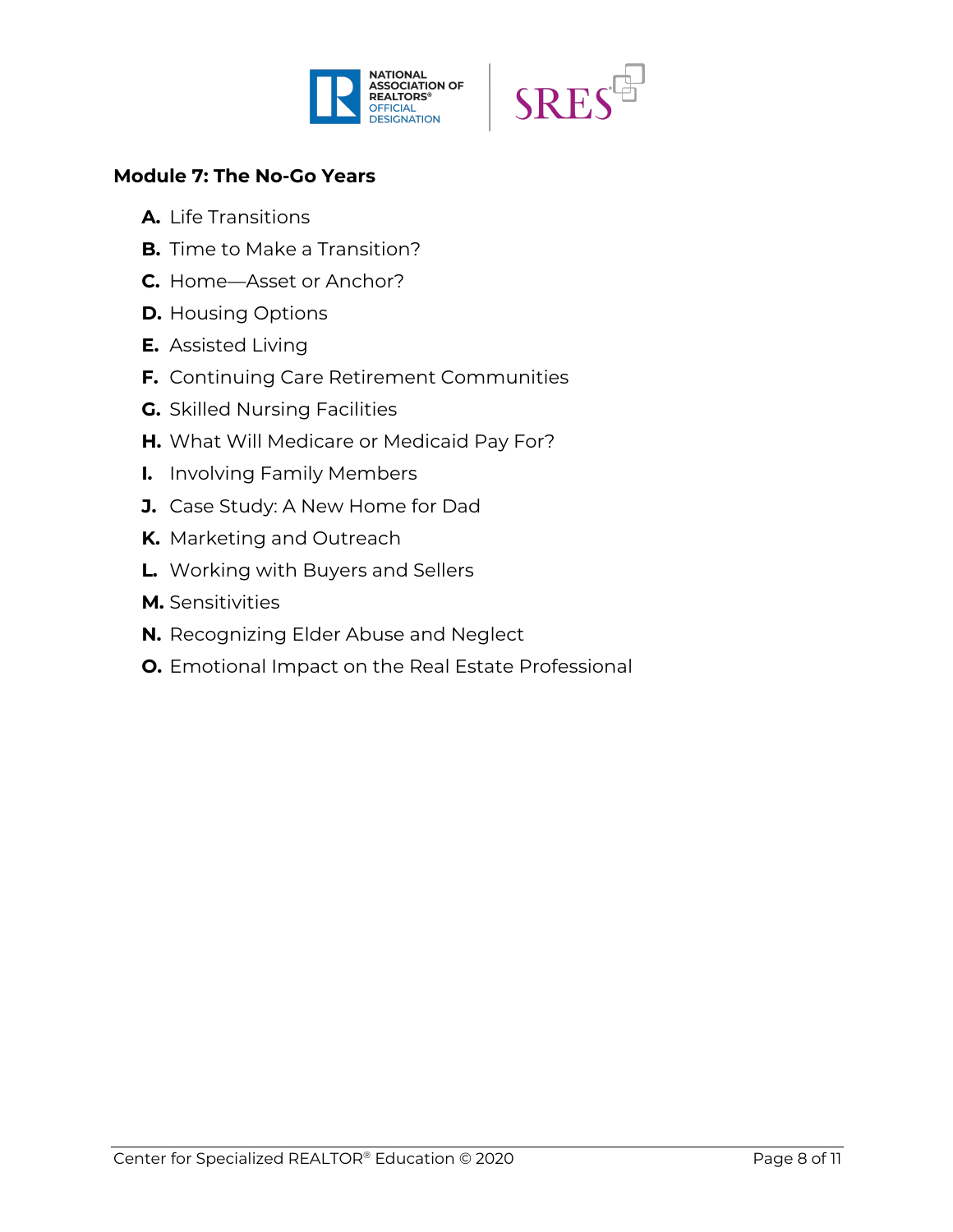**Module 7: The No-Go Years**

- **A.** Life Transitions
- **B.** Time to Make a Transition?
- **C.** Home—Asset or Anchor?
- **D.** Housing Options
- **E.** Assisted Living
- **F.** Continuing Care Retirement Communities
- **G.** Skilled Nursing Facilities
- **H.** What Will Medicare or Medicaid Pay For?
- **I.** Involving Family Members
- **J.** Case Study: A New Home for Dad
- **K.** Marketing and Outreach
- **L.** Working with Buyers and Sellers
- **M.** Sensitivities
- **N.** Recognizing Elder Abuse and Neglect
- **O.** Emotional Impact on the Real Estate Professional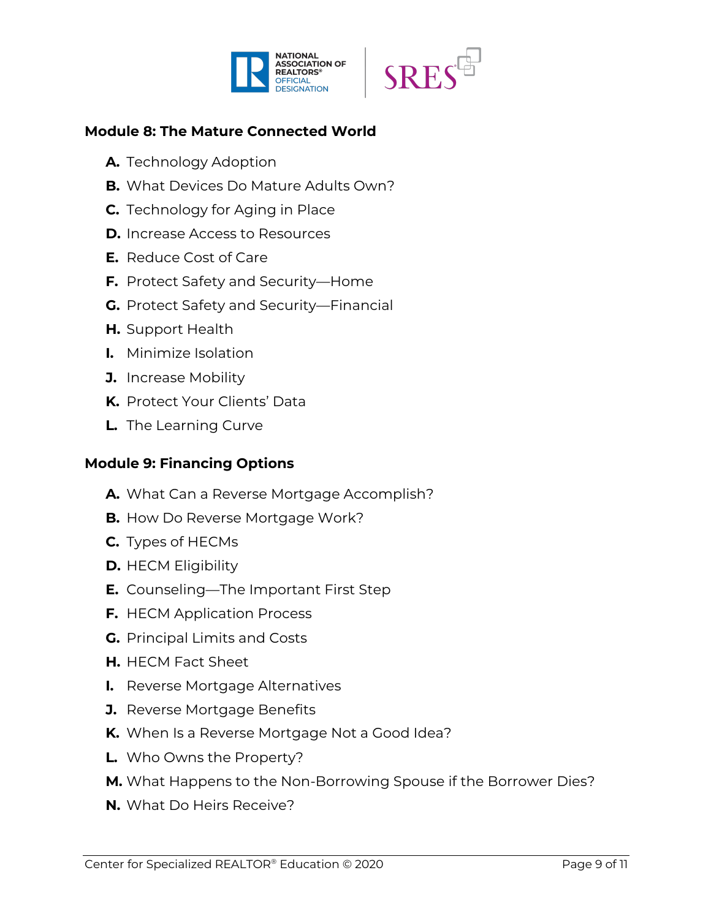## Module 8: The Mature Connected World

**A.** Technology Adoption

**B.** What Devices Do Mature Adults Own?

**C.** Technology for Aging in Place

**D.** Increase Access to Resources

**E.** Reduce Cost of Care

**F.** Protect Safety and Security—Home

**G.** Protect Safety and Security—Financial

**H.** Support Health

**I.** Minimize Isolation

**J.** Increase Mobility

**K.** Protect Your Clients' Data

**L.** The Learning Curve

## Module 9: Financing Options

**A.** What Can a Reverse Mortgage Accomplish?

**B.** How Do Reverse Mortgage Work?

**C.** Types of HECMs

**D.** HECM Eligibility

**E.** Counseling—The Important First Step

**F.** HECM Application Process

**G.** Principal Limits and Costs

**H.** HECM Fact Sheet

**I.** Reverse Mortgage Alternatives

**J.** Reverse Mortgage Benefits

**K.** When Is a Reverse Mortgage Not a Good Idea?

**L.** Who Owns the Property?

**M.** What Happens to the Non-Borrowing Spouse if the Borrower Dies?

**N.** What Do Heirs Receive?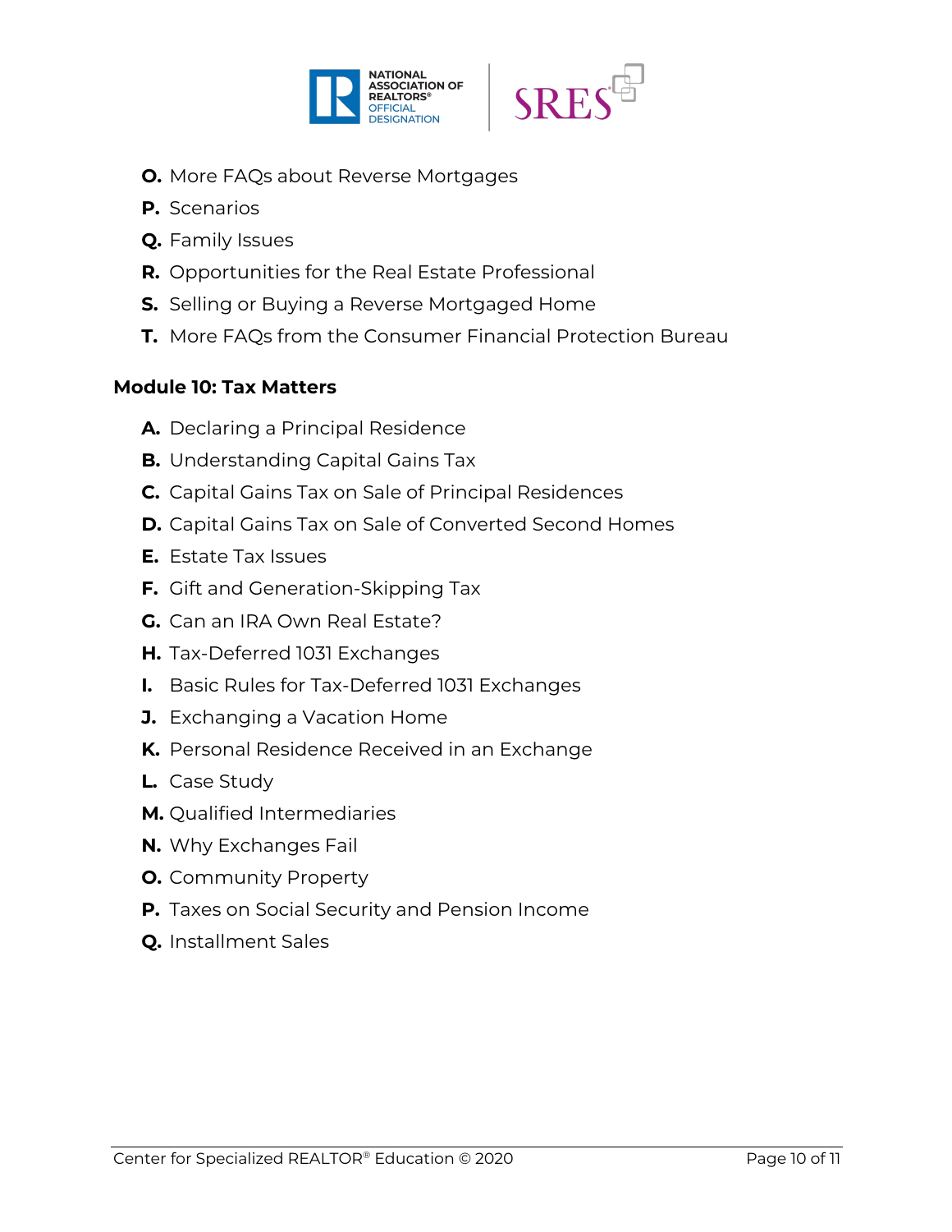**O.** More FAQs about Reverse Mortgages

**P.** Scenarios

**Q.** Family Issues

**R.** Opportunities for the Real Estate Professional

**S.** Selling or Buying a Reverse Mortgaged Home

**T.** More FAQs from the Consumer Financial Protection Bureau

**Module 10: Tax Matters**

**A.** Declaring a Principal Residence

**B.** Understanding Capital Gains Tax

**C.** Capital Gains Tax on Sale of Principal Residences

**D.** Capital Gains Tax on Sale of Converted Second Homes

**E.** Estate Tax Issues

**F.** Gift and Generation-Skipping Tax

**G.** Can an IRA Own Real Estate?

**H.** Tax-Deferred 1031 Exchanges

**I.** Basic Rules for Tax-Deferred 1031 Exchanges

**J.** Exchanging a Vacation Home

**K.** Personal Residence Received in an Exchange

**L.** Case Study

**M.** Qualified Intermediaries

**N.** Why Exchanges Fail

**O.** Community Property

**P.** Taxes on Social Security and Pension Income

**Q.** Installment Sales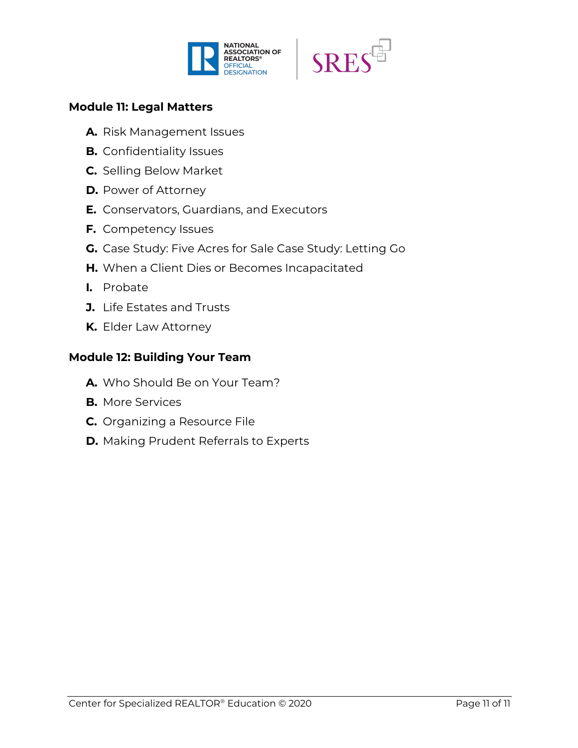## Module 11: Legal Matters

- **A.** Risk Management Issues
- **B.** Confidentiality Issues
- **C.** Selling Below Market
- **D.** Power of Attorney
- **E.** Conservators, Guardians, and Executors
- **F.** Competency Issues
- **G.** Case Study: Five Acres for Sale Case Study: Letting Go
- **H.** When a Client Dies or Becomes Incapacitated
- **I.** Probate
- **J.** Life Estates and Trusts
- **K.** Elder Law Attorney

## Module 12: Building Your Team

- **A.** Who Should Be on Your Team?
- **B.** More Services
- **C.** Organizing a Resource File
- **D.** Making Prudent Referrals to Experts